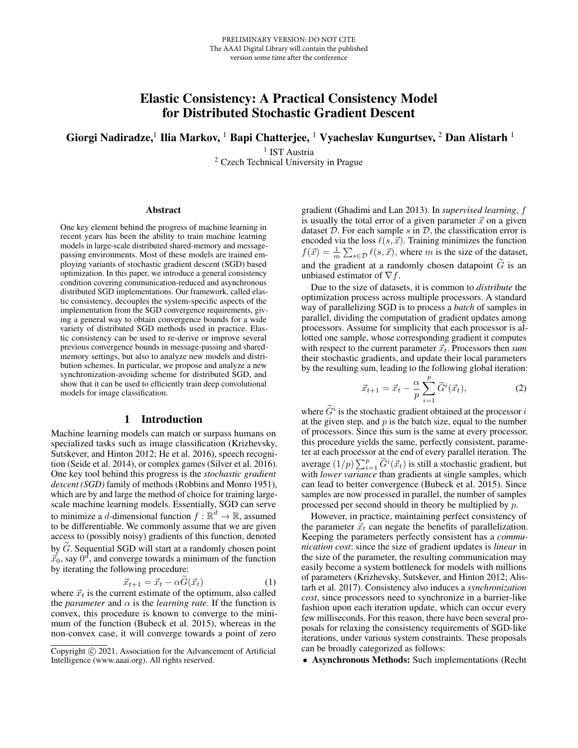PRELIMINARY VERSION: DO NOT CITE
The AAAI Digital Library will contain the published version some time after the conference

# Elastic Consistency: A Practical Consistency Model for Distributed Stochastic Gradient Descent

**Giorgi Nadiradze,[1] Ilia Markov, [1] Bapi Chatterjee, [1] Vyacheslav Kungurtsev, [2] Dan Alistarh [1]**

[1] IST Austria
[2] Czech Technical University in Prague

## Abstract

One key element behind the progress of machine learning in recent years has been the ability to train machine learning models in large-scale distributed shared-memory and message-passing environments. Most of these models are trained employing variants of stochastic gradient descent (SGD) based optimization. In this paper, we introduce a general consistency condition covering communication-reduced and asynchronous distributed SGD implementations. Our framework, called elastic consistency, decouples the system-specific aspects of the implementation from the SGD convergence requirements, giving a general way to obtain convergence bounds for a wide variety of distributed SGD methods used in practice. Elastic consistency can be used to re-derive or improve several previous convergence bounds in message-passing and shared-memory settings, but also to analyze new models and distribution schemes. In particular, we propose and analyze a new synchronization-avoiding scheme for distributed SGD, and show that it can be used to efficiently train deep convolutional models for image classification.

## 1 Introduction

Machine learning models can match or surpass humans on specialized tasks such as image classification (Krizhevsky, Sutskever, and Hinton 2012; He et al. 2016), speech recognition (Seide et al. 2014), or complex games (Silver et al. 2016). One key tool behind this progress is the *stochastic gradient descent (SGD)* family of methods (Robbins and Monro 1951), which are by and large the method of choice for training large-scale machine learning models. Essentially, SGD can serve to minimize a $d$-dimensional function $f : \mathbb{R}^d \to \mathbb{R}$, assumed to be differentiable. We commonly assume that we are given access to (possibly noisy) gradients of this function, denoted by $\widetilde{G}$. Sequential SGD will start at a randomly chosen point $\vec{x}_0$, say $0^d$, and converge towards a minimum of the function by iterating the following procedure:

$$\vec{x}_{t+1} = \vec{x}_t - \alpha\widetilde{G}(\vec{x}_t) \quad (1)$$

where $\vec{x}_t$ is the current estimate of the optimum, also called the *parameter* and $\alpha$ is the *learning rate*. If the function is convex, this procedure is known to converge to the minimum of the function (Bubeck et al. 2015), whereas in the non-convex case, it will converge towards a point of zero gradient (Ghadimi and Lan 2013). In *supervised learning*, $f$ is usually the total error of a given parameter $\vec{x}$ on a given dataset $\mathcal{D}$. For each sample $s$ in $\mathcal{D}$, the classification error is encoded via the loss $\ell(s, \vec{x})$. Training minimizes the function $f(\vec{x}) = \frac{1}{m}\sum_{s\in\mathcal{D}} \ell(s, \vec{x})$, where $m$ is the size of the dataset, and the gradient at a randomly chosen datapoint $\widetilde{G}$ is an unbiased estimator of $\nabla f$.

Due to the size of datasets, it is common to *distribute* the optimization process across multiple processors. A standard way of parallelizing SGD is to process a *batch* of samples in parallel, dividing the computation of gradient updates among processors. Assume for simplicity that each processor is allotted one sample, whose corresponding gradient it computes with respect to the current parameter $\vec{x}_t$. Processors then *sum* their stochastic gradients, and update their local parameters by the resulting sum, leading to the following global iteration:

$$\vec{x}_{t+1} = \vec{x}_t - \frac{\alpha}{p}\sum_{i=1}^{p} \widetilde{G}^i(\vec{x}_t), \quad (2)$$

where $\widetilde{G}^i$ is the stochastic gradient obtained at the processor $i$ at the given step, and $p$ is the batch size, equal to the number of processors. Since this sum is the same at every processor, this procedure yields the same, perfectly consistent, parameter at each processor at the end of every parallel iteration. The average $(1/p)\sum_{i=1}^{p} \widetilde{G}^i(\vec{x}_t)$ is still a stochastic gradient, but with *lower variance* than gradients at single samples, which can lead to better convergence (Bubeck et al. 2015). Since samples are now processed in parallel, the number of samples processed per second should in theory be multiplied by $p$.

However, in practice, maintaining perfect consistency of the parameter $\vec{x}_t$ can negate the benefits of parallelization. Keeping the parameters perfectly consistent has a *communication cost*: since the size of gradient updates is *linear* in the size of the parameter, the resulting communication may easily become a system bottleneck for models with millions of parameters (Krizhevsky, Sutskever, and Hinton 2012; Alistarh et al. 2017). Consistency also induces a *synchronization cost*, since processors need to synchronize in a barrier-like fashion upon each iteration update, which can occur every few milliseconds. For this reason, there have been several proposals for relaxing the consistency requirements of SGD-like iterations, under various system constraints. These proposals can be broadly categorized as follows:

- **Asynchronous Methods:** Such implementations (Recht

Copyright © 2021, Association for the Advancement of Artificial Intelligence (www.aaai.org). All rights reserved.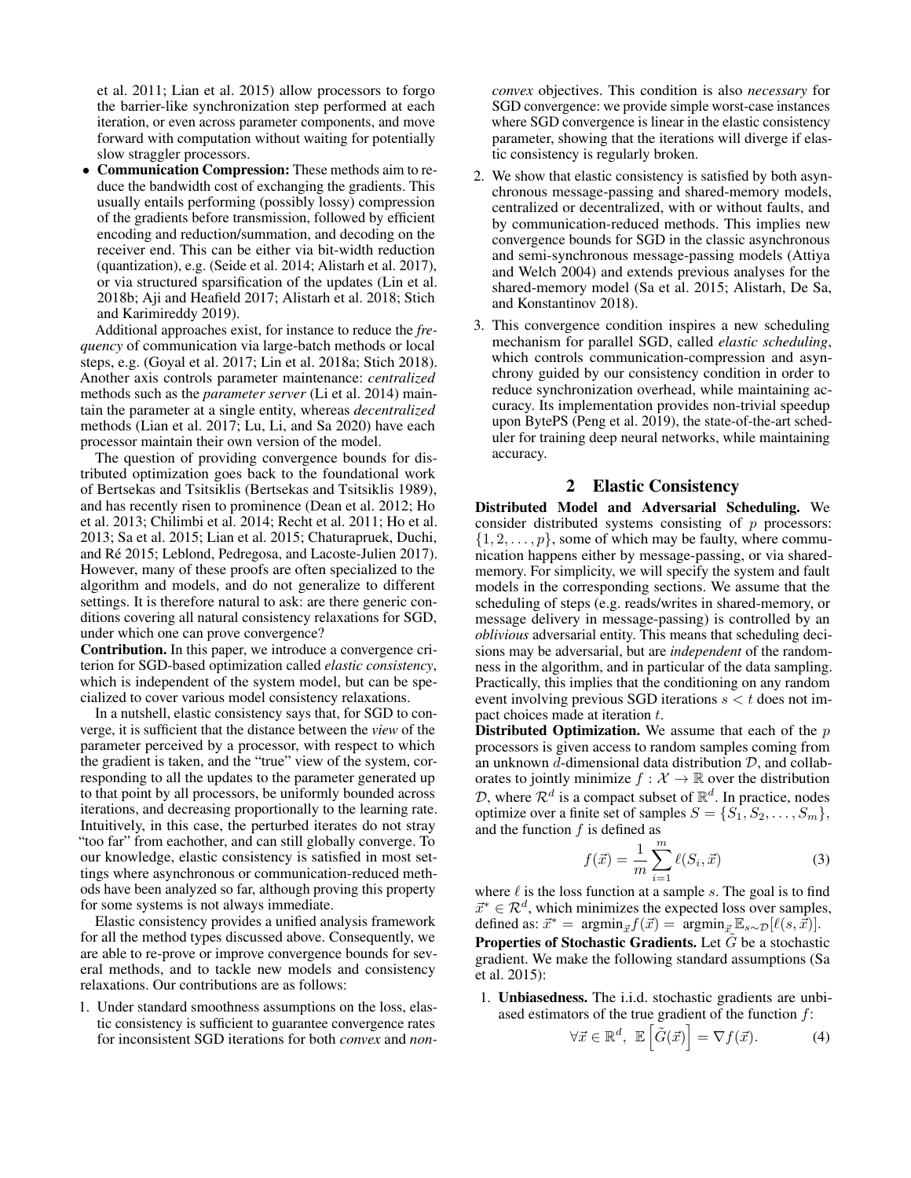et al. 2011; Lian et al. 2015) allow processors to forgo the barrier-like synchronization step performed at each iteration, or even across parameter components, and move forward with computation without waiting for potentially slow straggler processors.

- **Communication Compression:** These methods aim to reduce the bandwidth cost of exchanging the gradients. This usually entails performing (possibly lossy) compression of the gradients before transmission, followed by efficient encoding and reduction/summation, and decoding on the receiver end. This can be either via bit-width reduction (quantization), e.g. (Seide et al. 2014; Alistarh et al. 2017), or via structured sparsification of the updates (Lin et al. 2018b; Aji and Heafield 2017; Alistarh et al. 2018; Stich and Karimireddy 2019).

Additional approaches exist, for instance to reduce the *frequency* of communication via large-batch methods or local steps, e.g. (Goyal et al. 2017; Lin et al. 2018a; Stich 2018). Another axis controls parameter maintenance: *centralized* methods such as the *parameter server* (Li et al. 2014) maintain the parameter at a single entity, whereas *decentralized* methods (Lian et al. 2017; Lu, Li, and Sa 2020) have each processor maintain their own version of the model.

The question of providing convergence bounds for distributed optimization goes back to the foundational work of Bertsekas and Tsitsiklis (Bertsekas and Tsitsiklis 1989), and has recently risen to prominence (Dean et al. 2012; Ho et al. 2013; Chilimbi et al. 2014; Recht et al. 2011; Ho et al. 2013; Sa et al. 2015; Lian et al. 2015; Chaturapruek, Duchi, and Ré 2015; Leblond, Pedregosa, and Lacoste-Julien 2017). However, many of these proofs are often specialized to the algorithm and models, and do not generalize to different settings. It is therefore natural to ask: are there generic conditions covering all natural consistency relaxations for SGD, under which one can prove convergence?

**Contribution.** In this paper, we introduce a convergence criterion for SGD-based optimization called *elastic consistency*, which is independent of the system model, but can be specialized to cover various model consistency relaxations.

In a nutshell, elastic consistency says that, for SGD to converge, it is sufficient that the distance between the *view* of the parameter perceived by a processor, with respect to which the gradient is taken, and the "true" view of the system, corresponding to all the updates to the parameter generated up to that point by all processors, be uniformly bounded across iterations, and decreasing proportionally to the learning rate. Intuitively, in this case, the perturbed iterates do not stray "too far" from eachother, and can still globally converge. To our knowledge, elastic consistency is satisfied in most settings where asynchronous or communication-reduced methods have been analyzed so far, although proving this property for some systems is not always immediate.

Elastic consistency provides a unified analysis framework for all the method types discussed above. Consequently, we are able to re-prove or improve convergence bounds for several methods, and to tackle new models and consistency relaxations. Our contributions are as follows:

1. Under standard smoothness assumptions on the loss, elastic consistency is sufficient to guarantee convergence rates for inconsistent SGD iterations for both *convex* and *non-convex* objectives. This condition is also *necessary* for SGD convergence: we provide simple worst-case instances where SGD convergence is linear in the elastic consistency parameter, showing that the iterations will diverge if elastic consistency is regularly broken.
2. We show that elastic consistency is satisfied by both asynchronous message-passing and shared-memory models, centralized or decentralized, with or without faults, and by communication-reduced methods. This implies new convergence bounds for SGD in the classic asynchronous and semi-synchronous message-passing models (Attiya and Welch 2004) and extends previous analyses for the shared-memory model (Sa et al. 2015; Alistarh, De Sa, and Konstantinov 2018).
3. This convergence condition inspires a new scheduling mechanism for parallel SGD, called *elastic scheduling*, which controls communication-compression and asynchrony guided by our consistency condition in order to reduce synchronization overhead, while maintaining accuracy. Its implementation provides non-trivial speedup upon BytePS (Peng et al. 2019), the state-of-the-art scheduler for training deep neural networks, while maintaining accuracy.

## 2 Elastic Consistency

**Distributed Model and Adversarial Scheduling.** We consider distributed systems consisting of $p$ processors: $\{1, 2, \ldots, p\}$, some of which may be faulty, where communication happens either by message-passing, or via shared-memory. For simplicity, we will specify the system and fault models in the corresponding sections. We assume that the scheduling of steps (e.g. reads/writes in shared-memory, or message delivery in message-passing) is controlled by an *oblivious* adversarial entity. This means that scheduling decisions may be adversarial, but are *independent* of the randomness in the algorithm, and in particular of the data sampling. Practically, this implies that the conditioning on any random event involving previous SGD iterations $s < t$ does not impact choices made at iteration $t$.

**Distributed Optimization.** We assume that each of the $p$ processors is given access to random samples coming from an unknown $d$-dimensional data distribution $\mathcal{D}$, and collaborates to jointly minimize $f : \mathcal{X} \to \mathbb{R}$ over the distribution $\mathcal{D}$, where $\mathcal{R}^d$ is a compact subset of $\mathbb{R}^d$. In practice, nodes optimize over a finite set of samples $S = \{S_1, S_2, \ldots, S_m\}$, and the function $f$ is defined as

$$f(\vec{x}) = \frac{1}{m} \sum_{i=1}^{m} \ell(S_i, \vec{x}) \tag{3}$$

where $\ell$ is the loss function at a sample $s$. The goal is to find $\vec{x}^* \in \mathcal{R}^d$, which minimizes the expected loss over samples, defined as: $\vec{x}^* = \operatorname{argmin}_{\vec{x}} f(\vec{x}) = \operatorname{argmin}_{\vec{x}} \mathbb{E}_{s \sim \mathcal{D}}[\ell(s, \vec{x})]$.

**Properties of Stochastic Gradients.** Let $\tilde{G}$ be a stochastic gradient. We make the following standard assumptions (Sa et al. 2015):

1. **Unbiasedness.** The i.i.d. stochastic gradients are unbiased estimators of the true gradient of the function $f$:

$$\forall \vec{x} \in \mathbb{R}^d, \; \mathbb{E}\left[\tilde{G}(\vec{x})\right] = \nabla f(\vec{x}). \tag{4}$$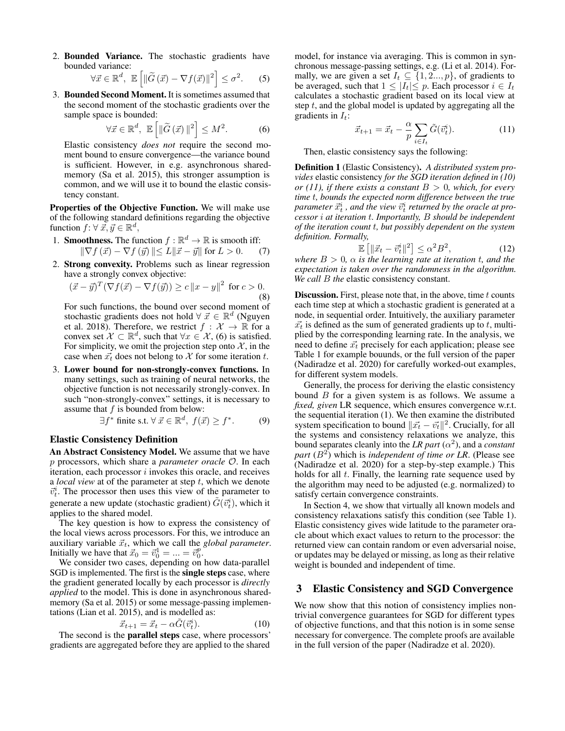2. **Bounded Variance.** The stochastic gradients have bounded variance:
$$\forall \vec{x} \in \mathbb{R}^d, \ \mathbb{E}\left[\|\widetilde{G}(\vec{x}) - \nabla f(\vec{x})\|^2\right] \leq \sigma^2. \tag{5}$$

3. **Bounded Second Moment.** It is sometimes assumed that the second moment of the stochastic gradients over the sample space is bounded:
$$\forall \vec{x} \in \mathbb{R}^d, \ \mathbb{E}\left[\|\widetilde{G}(\vec{x})\|^2\right] \leq M^2. \tag{6}$$
Elastic consistency *does not* require the second moment bound to ensure convergence—the variance bound is sufficient. However, in e.g. asynchronous shared-memory (Sa et al. 2015), this stronger assumption is common, and we will use it to bound the elastic consistency constant.

**Properties of the Objective Function.** We will make use of the following standard definitions regarding the objective function $f$: $\forall \vec{x}, \vec{y} \in \mathbb{R}^d$,

1. **Smoothness.** The function $f : \mathbb{R}^d \to \mathbb{R}$ is smooth iff:
$$\|\nabla f(\vec{x}) - \nabla f(\vec{y})\| \leq L\|\vec{x} - \vec{y}\| \text{ for } L > 0. \tag{7}$$

2. **Strong convexity.** Problems such as linear regression have a strongly convex objective:
$$(\vec{x} - \vec{y})^T(\nabla f(\vec{x}) - \nabla f(\vec{y})) \geq c\,\|x - y\|^2 \text{ for } c > 0. \tag{8}$$
For such functions, the bound over second moment of stochastic gradients does not hold $\forall \vec{x} \in \mathbb{R}^d$ (Nguyen et al. 2018). Therefore, we restrict $f : \mathcal{X} \to \mathbb{R}$ for a convex set $\mathcal{X} \subset \mathbb{R}^d$, such that $\forall x \in \mathcal{X}$, (6) is satisfied. For simplicity, we omit the projection step onto $\mathcal{X}$, in the case when $\vec{x_t}$ does not belong to $\mathcal{X}$ for some iteration $t$.

3. **Lower bound for non-strongly-convex functions.** In many settings, such as training of neural networks, the objective function is not necessarily strongly-convex. In such "non-strongly-convex" settings, it is necessary to assume that $f$ is bounded from below:
$$\exists f^* \text{ finite s.t. } \forall \vec{x} \in \mathbb{R}^d, \ f(\vec{x}) \geq f^*. \tag{9}$$

### Elastic Consistency Definition

**An Abstract Consistency Model.** We assume that we have $p$ processors, which share a *parameter oracle* $\mathcal{O}$. In each iteration, each processor $i$ invokes this oracle, and receives a *local view* at of the parameter at step $t$, which we denote $\vec{v}_t^i$. The processor then uses this view of the parameter to generate a new update (stochastic gradient) $\tilde{G}(\vec{v}_t^i)$, which it applies to the shared model.

The key question is how to express the consistency of the local views across processors. For this, we introduce an auxiliary variable $\vec{x}_t$, which we call the *global parameter*. Initially we have that $\vec{x}_0 = \vec{v}_0^1 = ... = \vec{v}_0^p$.

We consider two cases, depending on how data-parallel SGD is implemented. The first is the **single steps** case, where the gradient generated locally by each processor is *directly applied* to the model. This is done in asynchronous shared-memory (Sa et al. 2015) or some message-passing implementations (Lian et al. 2015), and is modelled as:
$$\vec{x}_{t+1} = \vec{x}_t - \alpha\tilde{G}(\vec{v}_t^i). \tag{10}$$

The second is the **parallel steps** case, where processors' gradients are aggregated before they are applied to the shared model, for instance via averaging. This is common in synchronous message-passing settings, e.g. (Li et al. 2014). Formally, we are given a set $I_t \subseteq \{1, 2..., p\}$, of gradients to be averaged, such that $1 \leq |I_t| \leq p$. Each processor $i \in I_t$ calculates a stochastic gradient based on its local view at step $t$, and the global model is updated by aggregating all the gradients in $I_t$:
$$\vec{x}_{t+1} = \vec{x}_t - \frac{\alpha}{p}\sum_{i \in I_t} \tilde{G}(\vec{v}_t^i). \tag{11}$$

Then, elastic consistency says the following:

**Definition 1** (Elastic Consistency). *A distributed system provides* elastic consistency *for the SGD iteration defined in (10) or (11), if there exists a constant $B > 0$, which, for every time $t$, bounds the expected norm difference between the true parameter $\vec{x}_t^i$ , and the view $\vec{v}_t^i$ returned by the oracle at processor $i$ at iteration $t$. Importantly, $B$ should be independent of the iteration count $t$, but possibly dependent on the system definition. Formally,*
$$\mathbb{E}\left[\|\vec{x}_t - \vec{v}_t^i\|^2\right] \leq \alpha^2 B^2, \tag{12}$$
*where $B > 0$, $\alpha$ is the learning rate at iteration $t$, and the expectation is taken over the randomness in the algorithm. We call $B$ the* elastic consistency constant.

**Discussion.** First, please note that, in the above, time $t$ counts each time step at which a stochastic gradient is generated at a node, in sequential order. Intuitively, the auxiliary parameter $\vec{x_t}$ is defined as the sum of generated gradients up to $t$, multiplied by the corresponding learning rate. In the analysis, we need to define $\vec{x_t}$ precisely for each application; please see Table 1 for example bouunds, or the full version of the paper (Nadiradze et al. 2020) for carefully worked-out examples, for different system models.

Generally, the process for deriving the elastic consistency bound $B$ for a given system is as follows. We assume a *fixed, given* LR sequence, which ensures convergence w.r.t. the sequential iteration (1). We then examine the distributed system specification to bound $\|\vec{x_t} - \vec{v_t}\|^2$. Crucially, for all the systems and consistency relaxations we analyze, this bound separates cleanly into the *LR part* ($\alpha^2$), and a *constant part* ($B^2$) which is *independent of time or LR*. (Please see (Nadiradze et al. 2020) for a step-by-step example.) This holds for all $t$. Finally, the learning rate sequence used by the algorithm may need to be adjusted (e.g. normalized) to satisfy certain convergence constraints.

In Section 4, we show that virtually all known models and consistency relaxations satisfy this condition (see Table 1). Elastic consistency gives wide latitude to the parameter oracle about which exact values to return to the processor: the returned view can contain random or even adversarial noise, or updates may be delayed or missing, as long as their relative weight is bounded and independent of time.

## 3 Elastic Consistency and SGD Convergence

We now show that this notion of consistency implies non-trivial convergence guarantees for SGD for different types of objective functions, and that this notion is in some sense necessary for convergence. The complete proofs are available in the full version of the paper (Nadiradze et al. 2020).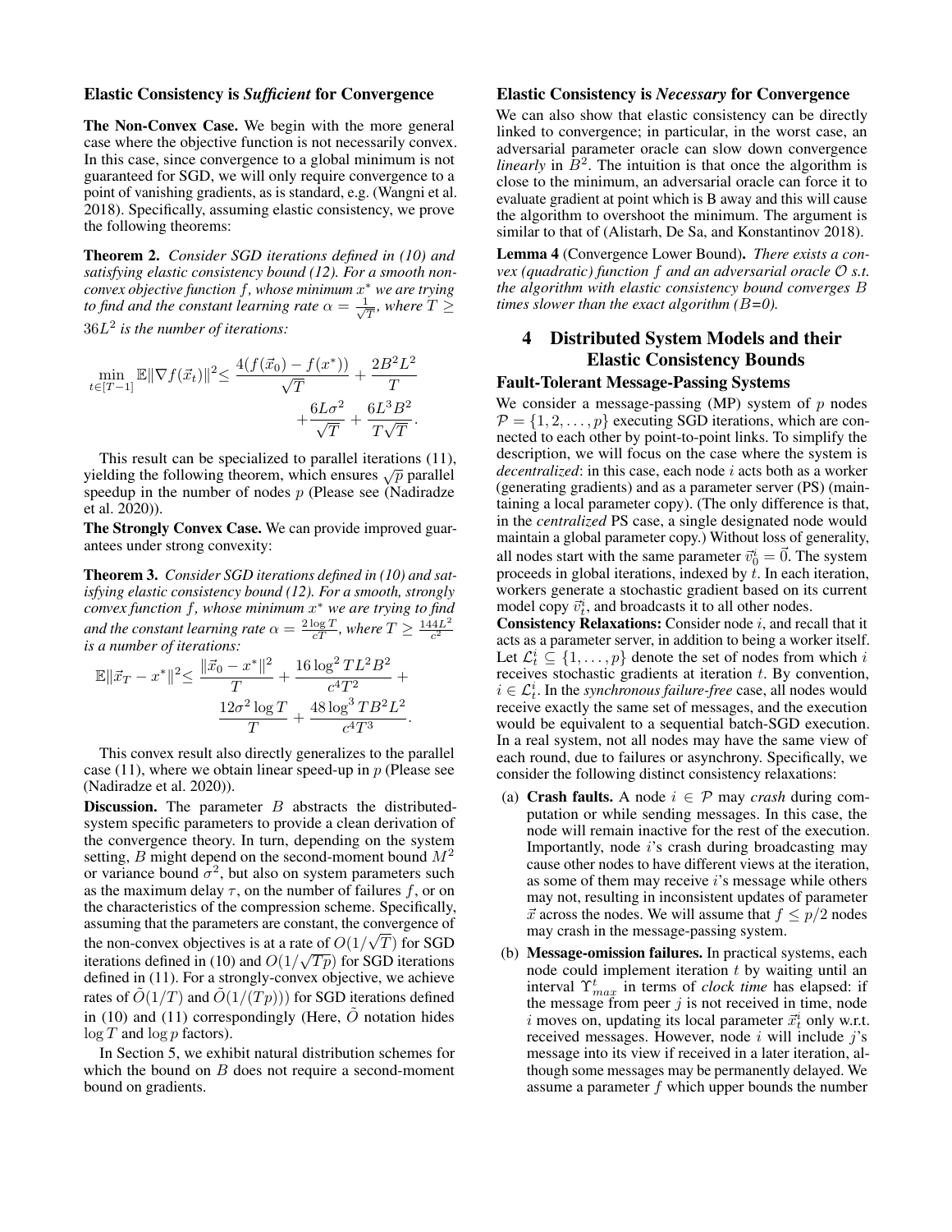### Elastic Consistency is *Sufficient* for Convergence

**The Non-Convex Case.** We begin with the more general case where the objective function is not necessarily convex. In this case, since convergence to a global minimum is not guaranteed for SGD, we will only require convergence to a point of vanishing gradients, as is standard, e.g. (Wangni et al. 2018). Specifically, assuming elastic consistency, we prove the following theorems:

**Theorem 2.** *Consider SGD iterations defined in (10) and satisfying elastic consistency bound (12). For a smooth non-convex objective function $f$, whose minimum $x^*$ we are trying to find and the constant learning rate $\alpha = \frac{1}{\sqrt{T}}$, where $T \geq 36L^2$ is the number of iterations:*

$$\min_{t \in [T-1]} \mathbb{E}\|\nabla f(\vec{x}_t)\|^2 \leq \frac{4(f(\vec{x}_0) - f(x^*))}{\sqrt{T}} + \frac{2B^2L^2}{T} + \frac{6L\sigma^2}{\sqrt{T}} + \frac{6L^3B^2}{T\sqrt{T}}.$$

This result can be specialized to parallel iterations (11), yielding the following theorem, which ensures $\sqrt{p}$ parallel speedup in the number of nodes $p$ (Please see (Nadiradze et al. 2020)).

**The Strongly Convex Case.** We can provide improved guarantees under strong convexity:

**Theorem 3.** *Consider SGD iterations defined in (10) and satisfying elastic consistency bound (12). For a smooth, strongly convex function $f$, whose minimum $x^*$ we are trying to find and the constant learning rate $\alpha = \frac{2\log T}{cT}$, where $T \geq \frac{144L^2}{c^2}$ is a number of iterations:*

$$\mathbb{E}\|\vec{x}_T - x^*\|^2 \leq \frac{\|\vec{x}_0 - x^*\|^2}{T} + \frac{16\log^2 T L^2 B^2}{c^4 T^2} + \frac{12\sigma^2 \log T}{T} + \frac{48\log^3 T B^2 L^2}{c^4 T^3}.$$

This convex result also directly generalizes to the parallel case (11), where we obtain linear speed-up in $p$ (Please see (Nadiradze et al. 2020)).

**Discussion.** The parameter $B$ abstracts the distributed-system specific parameters to provide a clean derivation of the convergence theory. In turn, depending on the system setting, $B$ might depend on the second-moment bound $M^2$ or variance bound $\sigma^2$, but also on system parameters such as the maximum delay $\tau$, on the number of failures $f$, or on the characteristics of the compression scheme. Specifically, assuming that the parameters are constant, the convergence of the non-convex objectives is at a rate of $O(1/\sqrt{T})$ for SGD iterations defined in (10) and $O(1/\sqrt{Tp})$ for SGD iterations defined in (11). For a strongly-convex objective, we achieve rates of $\tilde{O}(1/T)$ and $\tilde{O}(1/(Tp)))$ for SGD iterations defined in (10) and (11) correspondingly (Here, $\tilde{O}$ notation hides $\log T$ and $\log p$ factors).

In Section 5, we exhibit natural distribution schemes for which the bound on $B$ does not require a second-moment bound on gradients.

### Elastic Consistency is *Necessary* for Convergence

We can also show that elastic consistency can be directly linked to convergence; in particular, in the worst case, an adversarial parameter oracle can slow down convergence *linearly* in $B^2$. The intuition is that once the algorithm is close to the minimum, an adversarial oracle can force it to evaluate gradient at point which is B away and this will cause the algorithm to overshoot the minimum. The argument is similar to that of (Alistarh, De Sa, and Konstantinov 2018).

**Lemma 4** (Convergence Lower Bound)**.** *There exists a convex (quadratic) function $f$ and an adversarial oracle $\mathcal{O}$ s.t. the algorithm with elastic consistency bound converges $B$ times slower than the exact algorithm ($B$=0).*

## 4 Distributed System Models and their Elastic Consistency Bounds

### Fault-Tolerant Message-Passing Systems

We consider a message-passing (MP) system of $p$ nodes $\mathcal{P} = \{1, 2, \ldots, p\}$ executing SGD iterations, which are connected to each other by point-to-point links. To simplify the description, we will focus on the case where the system is *decentralized*: in this case, each node $i$ acts both as a worker (generating gradients) and as a parameter server (PS) (maintaining a local parameter copy). (The only difference is that, in the *centralized* PS case, a single designated node would maintain a global parameter copy.) Without loss of generality, all nodes start with the same parameter $\vec{v}_0^i = \vec{0}$. The system proceeds in global iterations, indexed by $t$. In each iteration, workers generate a stochastic gradient based on its current model copy $\vec{v}_t^i$, and broadcasts it to all other nodes.

**Consistency Relaxations:** Consider node $i$, and recall that it acts as a parameter server, in addition to being a worker itself. Let $\mathcal{L}_t^i \subseteq \{1, \ldots, p\}$ denote the set of nodes from which $i$ receives stochastic gradients at iteration $t$. By convention, $i \in \mathcal{L}_t^i$. In the *synchronous failure-free* case, all nodes would receive exactly the same set of messages, and the execution would be equivalent to a sequential batch-SGD execution. In a real system, not all nodes may have the same view of each round, due to failures or asynchrony. Specifically, we consider the following distinct consistency relaxations:

(a) **Crash faults.** A node $i \in \mathcal{P}$ may *crash* during computation or while sending messages. In this case, the node will remain inactive for the rest of the execution. Importantly, node $i$'s crash during broadcasting may cause other nodes to have different views at the iteration, as some of them may receive $i$'s message while others may not, resulting in inconsistent updates of parameter $\vec{x}$ across the nodes. We will assume that $f \leq p/2$ nodes may crash in the message-passing system.

(b) **Message-omission failures.** In practical systems, each node could implement iteration $t$ by waiting until an interval $\Upsilon_{max}^t$ in terms of *clock time* has elapsed: if the message from peer $j$ is not received in time, node $i$ moves on, updating its local parameter $\vec{x}_t^i$ only w.r.t. received messages. However, node $i$ will include $j$'s message into its view if received in a later iteration, although some messages may be permanently delayed. We assume a parameter $f$ which upper bounds the number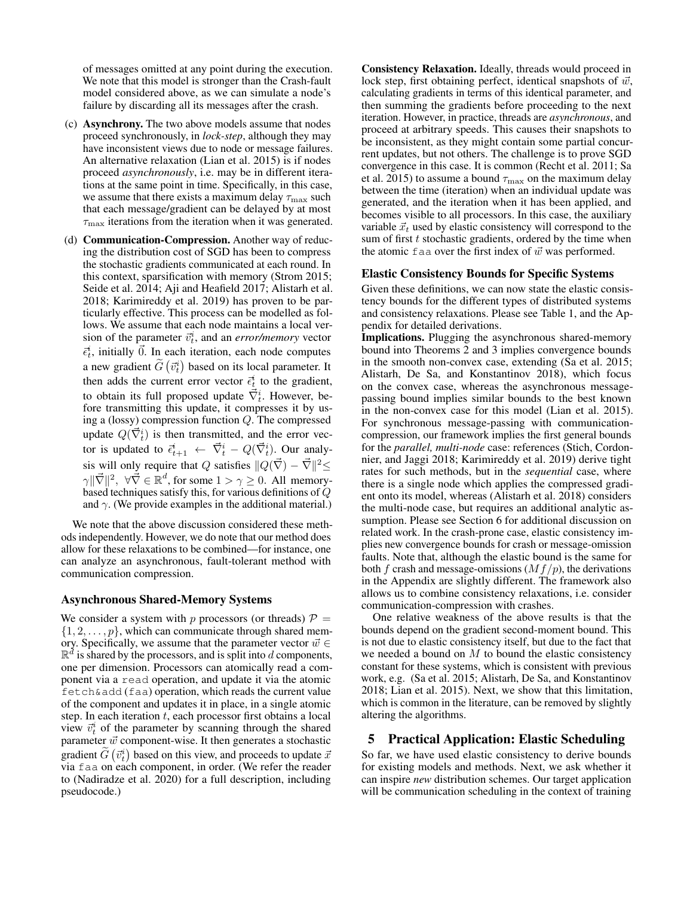of messages omitted at any point during the execution. We note that this model is stronger than the Crash-fault model considered above, as we can simulate a node's failure by discarding all its messages after the crash.

(c) **Asynchrony.** The two above models assume that nodes proceed synchronously, in *lock-step*, although they may have inconsistent views due to node or message failures. An alternative relaxation (Lian et al. 2015) is if nodes proceed *asynchronously*, i.e. may be in different iterations at the same point in time. Specifically, in this case, we assume that there exists a maximum delay $\tau_{\max}$ such that each message/gradient can be delayed by at most $\tau_{\max}$ iterations from the iteration when it was generated.

(d) **Communication-Compression.** Another way of reducing the distribution cost of SGD has been to compress the stochastic gradients communicated at each round. In this context, sparsification with memory (Strom 2015; Seide et al. 2014; Aji and Heafield 2017; Alistarh et al. 2018; Karimireddy et al. 2019) has proven to be particularly effective. This process can be modelled as follows. We assume that each node maintains a local version of the parameter $\vec{v}_t^i$, and an *error/memory* vector $\vec{\epsilon}_t^i$, initially $\vec{0}$. In each iteration, each node computes a new gradient $\widetilde{G}\left(\vec{v}_t^i\right)$ based on its local parameter. It then adds the current error vector $\vec{\epsilon}_t^i$ to the gradient, to obtain its full proposed update $\vec{\nabla}_t^i$. However, before transmitting this update, it compresses it by using a (lossy) compression function $Q$. The compressed update $Q(\vec{\nabla}_t^i)$ is then transmitted, and the error vector is updated to $\vec{\epsilon}_{t+1}^i \leftarrow \vec{\nabla}_t^i - Q(\vec{\nabla}_t^i)$. Our analysis will only require that $Q$ satisfies $\|Q(\vec{\nabla}) - \vec{\nabla}\|^2 \leq \gamma\|\vec{\nabla}\|^2,\ \forall\vec{\nabla} \in \mathbb{R}^d$, for some $1 > \gamma \geq 0$. All memory-based techniques satisfy this, for various definitions of $Q$ and $\gamma$. (We provide examples in the additional material.)

We note that the above discussion considered these methods independently. However, we do note that our method does allow for these relaxations to be combined—for instance, one can analyze an asynchronous, fault-tolerant method with communication compression.

### Asynchronous Shared-Memory Systems

We consider a system with $p$ processors (or threads) $\mathcal{P} = \{1, 2, \ldots, p\}$, which can communicate through shared memory. Specifically, we assume that the parameter vector $\vec{w} \in \mathbb{R}^d$ is shared by the processors, and is split into $d$ components, one per dimension. Processors can atomically read a component via a `read` operation, and update it via the atomic `fetch&add` (`faa`) operation, which reads the current value of the component and updates it in place, in a single atomic step. In each iteration $t$, each processor first obtains a local view $\vec{v}_t^i$ of the parameter by scanning through the shared parameter $\vec{w}$ component-wise. It then generates a stochastic gradient $\widetilde{G}\left(\vec{v}_t^i\right)$ based on this view, and proceeds to update $\vec{x}$ via `faa` on each component, in order. (We refer the reader to (Nadiradze et al. 2020) for a full description, including pseudocode.)

**Consistency Relaxation.** Ideally, threads would proceed in lock step, first obtaining perfect, identical snapshots of $\vec{w}$, calculating gradients in terms of this identical parameter, and then summing the gradients before proceeding to the next iteration. However, in practice, threads are *asynchronous*, and proceed at arbitrary speeds. This causes their snapshots to be inconsistent, as they might contain some partial concurrent updates, but not others. The challenge is to prove SGD convergence in this case. It is common (Recht et al. 2011; Sa et al. 2015) to assume a bound $\tau_{\max}$ on the maximum delay between the time (iteration) when an individual update was generated, and the iteration when it has been applied, and becomes visible to all processors. In this case, the auxiliary variable $\vec{x}_t$ used by elastic consistency will correspond to the sum of first $t$ stochastic gradients, ordered by the time when the atomic `faa` over the first index of $\vec{w}$ was performed.

### Elastic Consistency Bounds for Specific Systems

Given these definitions, we can now state the elastic consistency bounds for the different types of distributed systems and consistency relaxations. Please see Table 1, and the Appendix for detailed derivations.

**Implications.** Plugging the asynchronous shared-memory bound into Theorems 2 and 3 implies convergence bounds in the smooth non-convex case, extending (Sa et al. 2015; Alistarh, De Sa, and Konstantinov 2018), which focus on the convex case, whereas the asynchronous message-passing bound implies similar bounds to the best known in the non-convex case for this model (Lian et al. 2015). For synchronous message-passing with communication-compression, our framework implies the first general bounds for the *parallel, multi-node* case: references (Stich, Cordonnier, and Jaggi 2018; Karimireddy et al. 2019) derive tight rates for such methods, but in the *sequential* case, where there is a single node which applies the compressed gradient onto its model, whereas (Alistarh et al. 2018) considers the multi-node case, but requires an additional analytic assumption. Please see Section 6 for additional discussion on related work. In the crash-prone case, elastic consistency implies new convergence bounds for crash or message-omission faults. Note that, although the elastic bound is the same for both $f$ crash and message-omissions ($Mf/p$), the derivations in the Appendix are slightly different. The framework also allows us to combine consistency relaxations, i.e. consider communication-compression with crashes.

One relative weakness of the above results is that the bounds depend on the gradient second-moment bound. This is not due to elastic consistency itself, but due to the fact that we needed a bound on $M$ to bound the elastic consistency constant for these systems, which is consistent with previous work, e.g. (Sa et al. 2015; Alistarh, De Sa, and Konstantinov 2018; Lian et al. 2015). Next, we show that this limitation, which is common in the literature, can be removed by slightly altering the algorithms.

## 5 Practical Application: Elastic Scheduling

So far, we have used elastic consistency to derive bounds for existing models and methods. Next, we ask whether it can inspire *new* distribution schemes. Our target application will be communication scheduling in the context of training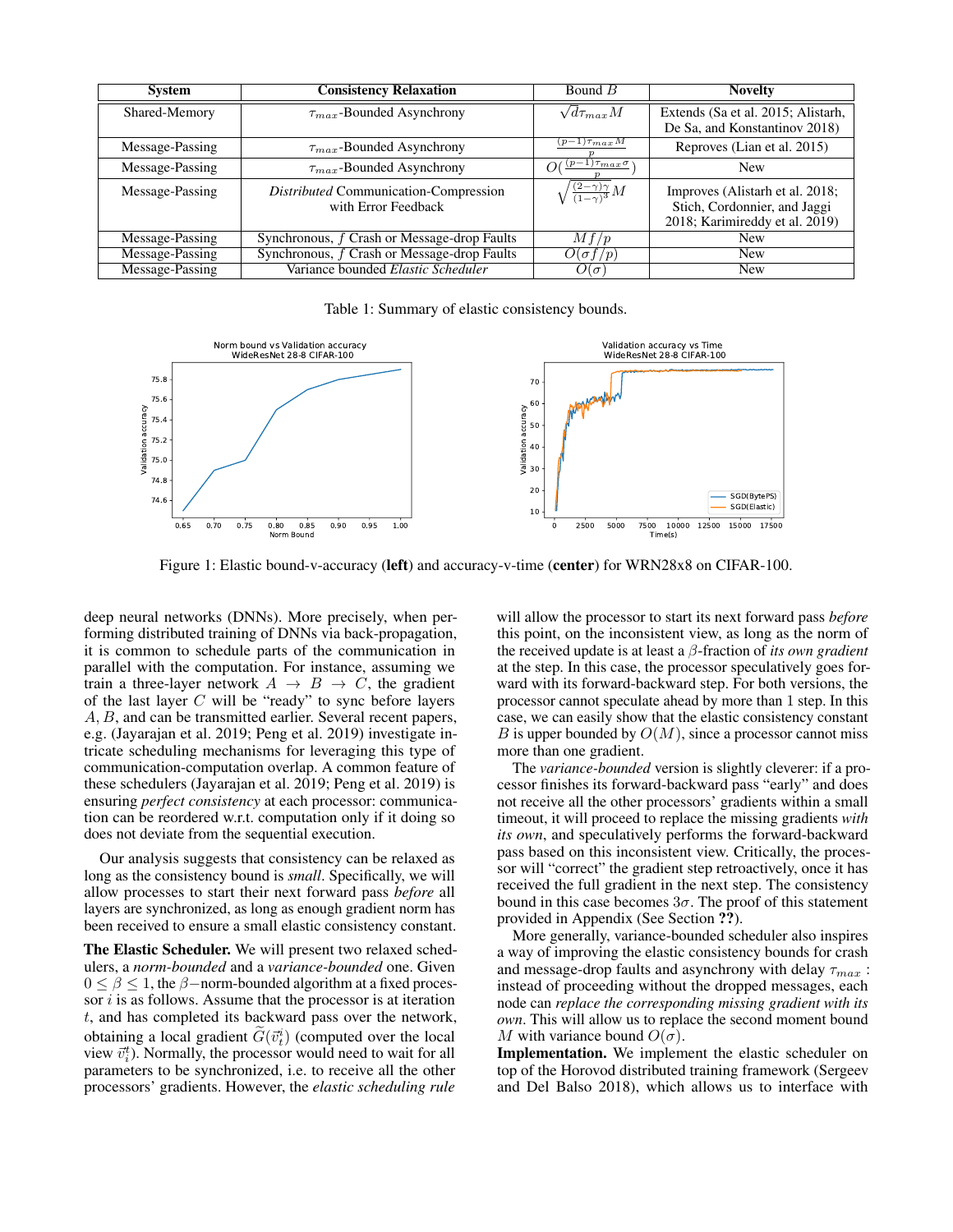| System | Consistency Relaxation | Bound $B$ | Novelty |
|---|---|---|---|
| Shared-Memory | $\tau_{max}$-Bounded Asynchrony | $\sqrt{d}\tau_{max}M$ | Extends (Sa et al. 2015; Alistarh, De Sa, and Konstantinov 2018) |
| Message-Passing | $\tau_{max}$-Bounded Asynchrony | $\frac{(p-1)\tau_{max}M}{p}$ | Reproves (Lian et al. 2015) |
| Message-Passing | $\tau_{max}$-Bounded Asynchrony | $O(\frac{(p-1)\tau_{max}\sigma}{p})$ | New |
| Message-Passing | *Distributed* Communication-Compression with Error Feedback | $\sqrt{\frac{(2-\gamma)\gamma}{(1-\gamma)^3}}M$ | Improves (Alistarh et al. 2018; Stich, Cordonnier, and Jaggi 2018; Karimireddy et al. 2019) |
| Message-Passing | Synchronous, $f$ Crash or Message-drop Faults | $Mf/p$ | New |
| Message-Passing | Synchronous, $f$ Crash or Message-drop Faults | $O(\sigma f/p)$ | New |
| Message-Passing | Variance bounded *Elastic Scheduler* | $O(\sigma)$ | New |

Table 1: Summary of elastic consistency bounds.

Figure 1: Elastic bound-v-accuracy (**left**) and accuracy-v-time (**center**) for WRN28x8 on CIFAR-100.

deep neural networks (DNNs). More precisely, when performing distributed training of DNNs via back-propagation, it is common to schedule parts of the communication in parallel with the computation. For instance, assuming we train a three-layer network $A \to B \to C$, the gradient of the last layer $C$ will be "ready" to sync before layers $A, B$, and can be transmitted earlier. Several recent papers, e.g. (Jayarajan et al. 2019; Peng et al. 2019) investigate intricate scheduling mechanisms for leveraging this type of communication-computation overlap. A common feature of these schedulers (Jayarajan et al. 2019; Peng et al. 2019) is ensuring *perfect consistency* at each processor: communication can be reordered w.r.t. computation only if it doing so does not deviate from the sequential execution.

Our analysis suggests that consistency can be relaxed as long as the consistency bound is *small*. Specifically, we will allow processes to start their next forward pass *before* all layers are synchronized, as long as enough gradient norm has been received to ensure a small elastic consistency constant.

**The Elastic Scheduler.** We will present two relaxed schedulers, a *norm-bounded* and a *variance-bounded* one. Given $0 \leq \beta \leq 1$, the $\beta-$norm-bounded algorithm at a fixed processor $i$ is as follows. Assume that the processor is at iteration $t$, and has completed its backward pass over the network, obtaining a local gradient $\widetilde{G}(\vec{v}_t^i)$ (computed over the local view $\vec{v}_t^i$). Normally, the processor would need to wait for all parameters to be synchronized, i.e. to receive all the other processors' gradients. However, the *elastic scheduling rule* will allow the processor to start its next forward pass *before* this point, on the inconsistent view, as long as the norm of the received update is at least a $\beta$-fraction of *its own gradient* at the step. In this case, the processor speculatively goes forward with its forward-backward step. For both versions, the processor cannot speculate ahead by more than 1 step. In this case, we can easily show that the elastic consistency constant $B$ is upper bounded by $O(M)$, since a processor cannot miss more than one gradient.

The *variance-bounded* version is slightly cleverer: if a processor finishes its forward-backward pass "early" and does not receive all the other processors' gradients within a small timeout, it will proceed to replace the missing gradients *with its own*, and speculatively performs the forward-backward pass based on this inconsistent view. Critically, the processor will "correct" the gradient step retroactively, once it has received the full gradient in the next step. The consistency bound in this case becomes $3\sigma$. The proof of this statement provided in Appendix (See Section **??**).

More generally, variance-bounded scheduler also inspires a way of improving the elastic consistency bounds for crash and message-drop faults and asynchrony with delay $\tau_{max}$ : instead of proceeding without the dropped messages, each node can *replace the corresponding missing gradient with its own*. This will allow us to replace the second moment bound $M$ with variance bound $O(\sigma)$.

**Implementation.** We implement the elastic scheduler on top of the Horovod distributed training framework (Sergeev and Del Balso 2018), which allows us to interface with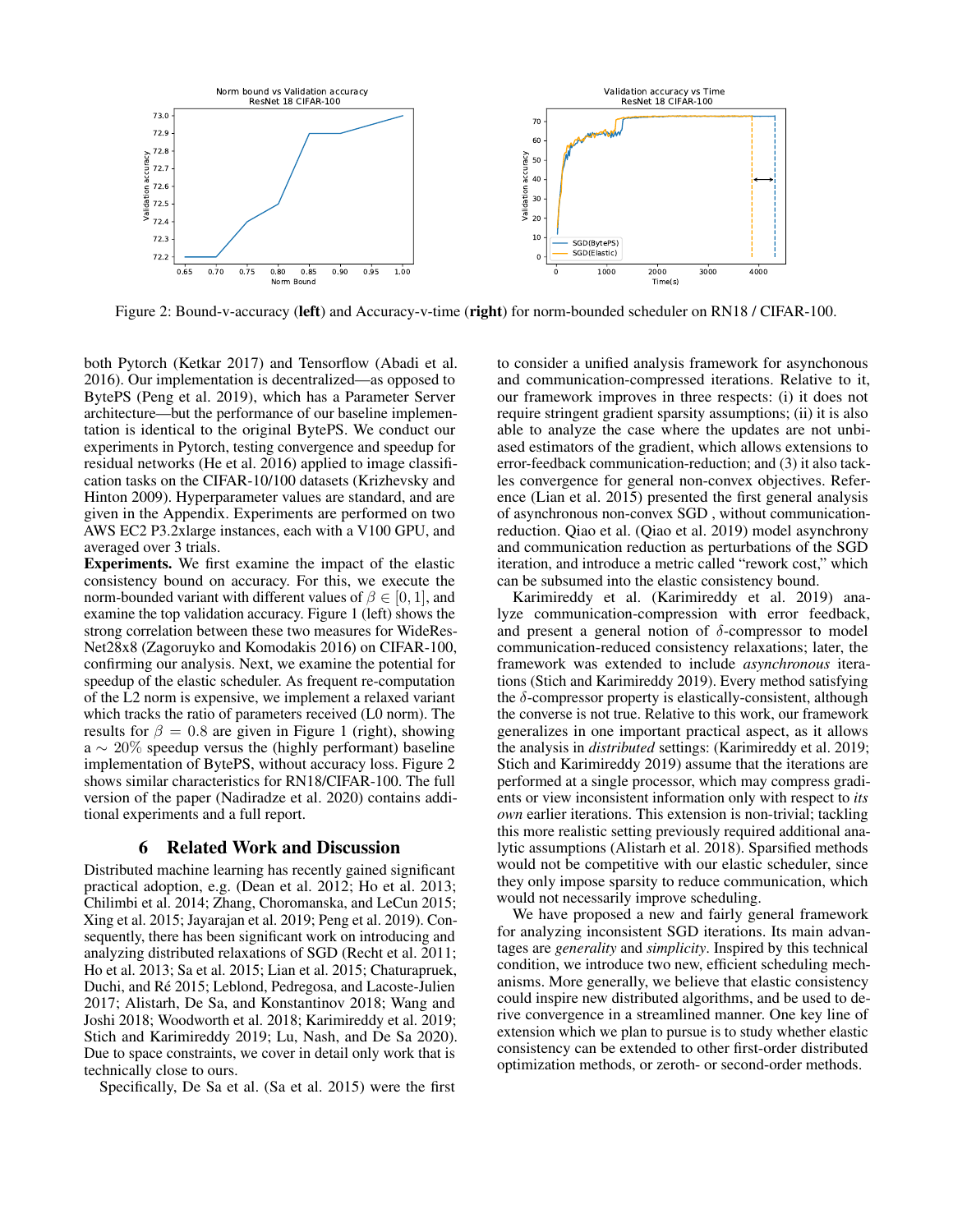Figure 2: Bound-v-accuracy (**left**) and Accuracy-v-time (**right**) for norm-bounded scheduler on RN18 / CIFAR-100.

both Pytorch (Ketkar 2017) and Tensorflow (Abadi et al. 2016). Our implementation is decentralized—as opposed to BytePS (Peng et al. 2019), which has a Parameter Server architecture—but the performance of our baseline implementation is identical to the original BytePS. We conduct our experiments in Pytorch, testing convergence and speedup for residual networks (He et al. 2016) applied to image classification tasks on the CIFAR-10/100 datasets (Krizhevsky and Hinton 2009). Hyperparameter values are standard, and are given in the Appendix. Experiments are performed on two AWS EC2 P3.2xlarge instances, each with a V100 GPU, and averaged over 3 trials.

**Experiments.** We first examine the impact of the elastic consistency bound on accuracy. For this, we execute the norm-bounded variant with different values of $\beta \in [0, 1]$, and examine the top validation accuracy. Figure 1 (left) shows the strong correlation between these two measures for WideResNet28x8 (Zagoruyko and Komodakis 2016) on CIFAR-100, confirming our analysis. Next, we examine the potential for speedup of the elastic scheduler. As frequent re-computation of the L2 norm is expensive, we implement a relaxed variant which tracks the ratio of parameters received (L0 norm). The results for $\beta = 0.8$ are given in Figure 1 (right), showing a $\sim 20\%$ speedup versus the (highly performant) baseline implementation of BytePS, without accuracy loss. Figure 2 shows similar characteristics for RN18/CIFAR-100. The full version of the paper (Nadiradze et al. 2020) contains additional experiments and a full report.

## 6 Related Work and Discussion

Distributed machine learning has recently gained significant practical adoption, e.g. (Dean et al. 2012; Ho et al. 2013; Chilimbi et al. 2014; Zhang, Choromanska, and LeCun 2015; Xing et al. 2015; Jayarajan et al. 2019; Peng et al. 2019). Consequently, there has been significant work on introducing and analyzing distributed relaxations of SGD (Recht et al. 2011; Ho et al. 2013; Sa et al. 2015; Lian et al. 2015; Chaturapruek, Duchi, and Ré 2015; Leblond, Pedregosa, and Lacoste-Julien 2017; Alistarh, De Sa, and Konstantinov 2018; Wang and Joshi 2018; Woodworth et al. 2018; Karimireddy et al. 2019; Stich and Karimireddy 2019; Lu, Nash, and De Sa 2020). Due to space constraints, we cover in detail only work that is technically close to ours.

Specifically, De Sa et al. (Sa et al. 2015) were the first to consider a unified analysis framework for asynchonous and communication-compressed iterations. Relative to it, our framework improves in three respects: (i) it does not require stringent gradient sparsity assumptions; (ii) it is also able to analyze the case where the updates are not unbiased estimators of the gradient, which allows extensions to error-feedback communication-reduction; and (3) it also tackles convergence for general non-convex objectives. Reference (Lian et al. 2015) presented the first general analysis of asynchronous non-convex SGD , without communication-reduction. Qiao et al. (Qiao et al. 2019) model asynchrony and communication reduction as perturbations of the SGD iteration, and introduce a metric called "rework cost," which can be subsumed into the elastic consistency bound.

Karimireddy et al. (Karimireddy et al. 2019) analyze communication-compression with error feedback, and present a general notion of $\delta$-compressor to model communication-reduced consistency relaxations; later, the framework was extended to include *asynchronous* iterations (Stich and Karimireddy 2019). Every method satisfying the $\delta$-compressor property is elastically-consistent, although the converse is not true. Relative to this work, our framework generalizes in one important practical aspect, as it allows the analysis in *distributed* settings: (Karimireddy et al. 2019; Stich and Karimireddy 2019) assume that the iterations are performed at a single processor, which may compress gradients or view inconsistent information only with respect to *its own* earlier iterations. This extension is non-trivial; tackling this more realistic setting previously required additional analytic assumptions (Alistarh et al. 2018). Sparsified methods would not be competitive with our elastic scheduler, since they only impose sparsity to reduce communication, which would not necessarily improve scheduling.

We have proposed a new and fairly general framework for analyzing inconsistent SGD iterations. Its main advantages are *generality* and *simplicity*. Inspired by this technical condition, we introduce two new, efficient scheduling mechanisms. More generally, we believe that elastic consistency could inspire new distributed algorithms, and be used to derive convergence in a streamlined manner. One key line of extension which we plan to pursue is to study whether elastic consistency can be extended to other first-order distributed optimization methods, or zeroth- or second-order methods.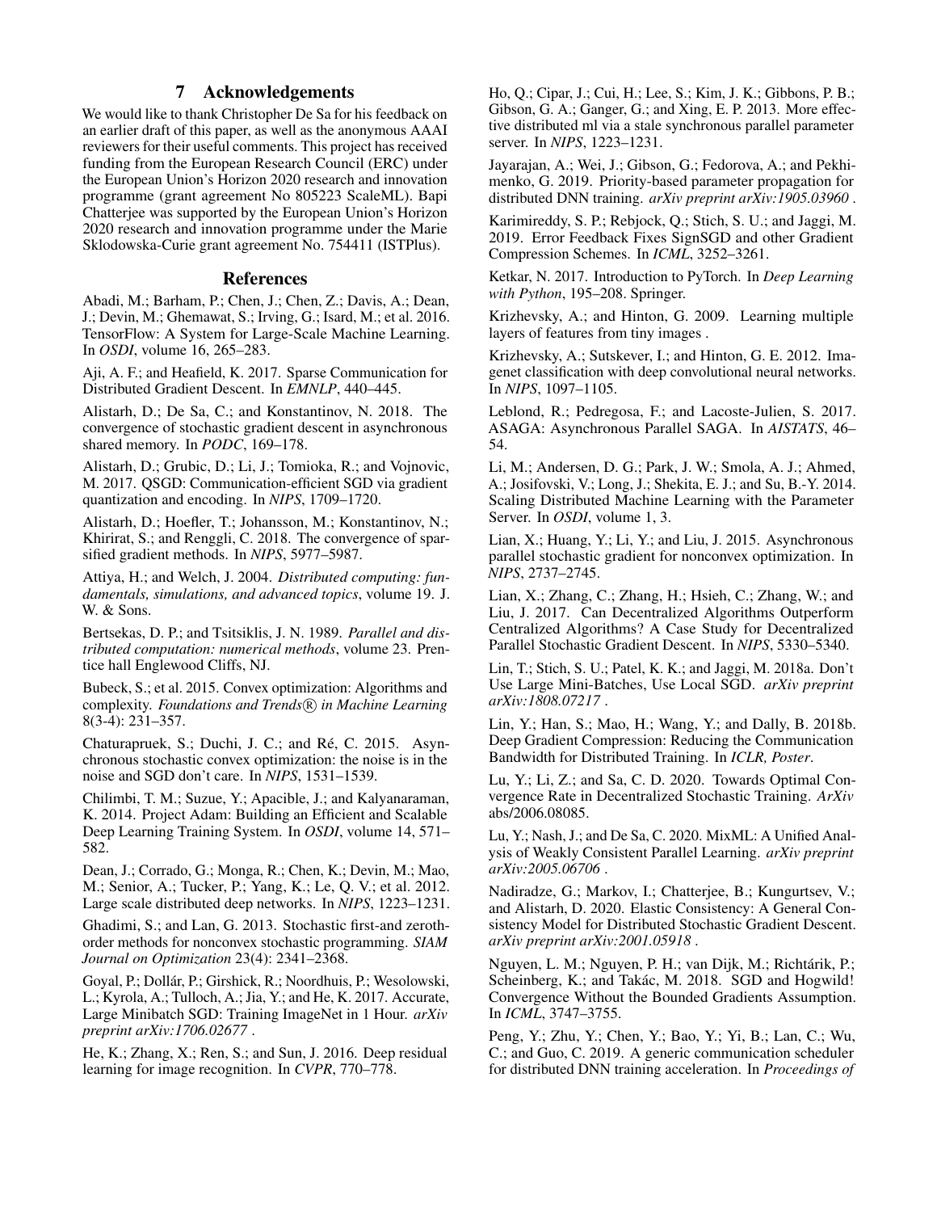## 7 Acknowledgements

We would like to thank Christopher De Sa for his feedback on an earlier draft of this paper, as well as the anonymous AAAI reviewers for their useful comments. This project has received funding from the European Research Council (ERC) under the European Union's Horizon 2020 research and innovation programme (grant agreement No 805223 ScaleML). Bapi Chatterjee was supported by the European Union's Horizon 2020 research and innovation programme under the Marie Sklodowska-Curie grant agreement No. 754411 (ISTPlus).

## References

Abadi, M.; Barham, P.; Chen, J.; Chen, Z.; Davis, A.; Dean, J.; Devin, M.; Ghemawat, S.; Irving, G.; Isard, M.; et al. 2016. TensorFlow: A System for Large-Scale Machine Learning. In *OSDI*, volume 16, 265–283.

Aji, A. F.; and Heafield, K. 2017. Sparse Communication for Distributed Gradient Descent. In *EMNLP*, 440–445.

Alistarh, D.; De Sa, C.; and Konstantinov, N. 2018. The convergence of stochastic gradient descent in asynchronous shared memory. In *PODC*, 169–178.

Alistarh, D.; Grubic, D.; Li, J.; Tomioka, R.; and Vojnovic, M. 2017. QSGD: Communication-efficient SGD via gradient quantization and encoding. In *NIPS*, 1709–1720.

Alistarh, D.; Hoefler, T.; Johansson, M.; Konstantinov, N.; Khirirat, S.; and Renggli, C. 2018. The convergence of sparsified gradient methods. In *NIPS*, 5977–5987.

Attiya, H.; and Welch, J. 2004. *Distributed computing: fundamentals, simulations, and advanced topics*, volume 19. J. W. & Sons.

Bertsekas, D. P.; and Tsitsiklis, J. N. 1989. *Parallel and distributed computation: numerical methods*, volume 23. Prentice hall Englewood Cliffs, NJ.

Bubeck, S.; et al. 2015. Convex optimization: Algorithms and complexity. *Foundations and Trends® in Machine Learning* 8(3-4): 231–357.

Chaturapruek, S.; Duchi, J. C.; and Ré, C. 2015. Asynchronous stochastic convex optimization: the noise is in the noise and SGD don't care. In *NIPS*, 1531–1539.

Chilimbi, T. M.; Suzue, Y.; Apacible, J.; and Kalyanaraman, K. 2014. Project Adam: Building an Efficient and Scalable Deep Learning Training System. In *OSDI*, volume 14, 571–582.

Dean, J.; Corrado, G.; Monga, R.; Chen, K.; Devin, M.; Mao, M.; Senior, A.; Tucker, P.; Yang, K.; Le, Q. V.; et al. 2012. Large scale distributed deep networks. In *NIPS*, 1223–1231.

Ghadimi, S.; and Lan, G. 2013. Stochastic first-and zeroth-order methods for nonconvex stochastic programming. *SIAM Journal on Optimization* 23(4): 2341–2368.

Goyal, P.; Dollár, P.; Girshick, R.; Noordhuis, P.; Wesolowski, L.; Kyrola, A.; Tulloch, A.; Jia, Y.; and He, K. 2017. Accurate, Large Minibatch SGD: Training ImageNet in 1 Hour. *arXiv preprint arXiv:1706.02677* .

He, K.; Zhang, X.; Ren, S.; and Sun, J. 2016. Deep residual learning for image recognition. In *CVPR*, 770–778.

Ho, Q.; Cipar, J.; Cui, H.; Lee, S.; Kim, J. K.; Gibbons, P. B.; Gibson, G. A.; Ganger, G.; and Xing, E. P. 2013. More effective distributed ml via a stale synchronous parallel parameter server. In *NIPS*, 1223–1231.

Jayarajan, A.; Wei, J.; Gibson, G.; Fedorova, A.; and Pekhimenko, G. 2019. Priority-based parameter propagation for distributed DNN training. *arXiv preprint arXiv:1905.03960* .

Karimireddy, S. P.; Rebjock, Q.; Stich, S. U.; and Jaggi, M. 2019. Error Feedback Fixes SignSGD and other Gradient Compression Schemes. In *ICML*, 3252–3261.

Ketkar, N. 2017. Introduction to PyTorch. In *Deep Learning with Python*, 195–208. Springer.

Krizhevsky, A.; and Hinton, G. 2009. Learning multiple layers of features from tiny images .

Krizhevsky, A.; Sutskever, I.; and Hinton, G. E. 2012. Imagenet classification with deep convolutional neural networks. In *NIPS*, 1097–1105.

Leblond, R.; Pedregosa, F.; and Lacoste-Julien, S. 2017. ASAGA: Asynchronous Parallel SAGA. In *AISTATS*, 46–54.

Li, M.; Andersen, D. G.; Park, J. W.; Smola, A. J.; Ahmed, A.; Josifovski, V.; Long, J.; Shekita, E. J.; and Su, B.-Y. 2014. Scaling Distributed Machine Learning with the Parameter Server. In *OSDI*, volume 1, 3.

Lian, X.; Huang, Y.; Li, Y.; and Liu, J. 2015. Asynchronous parallel stochastic gradient for nonconvex optimization. In *NIPS*, 2737–2745.

Lian, X.; Zhang, C.; Zhang, H.; Hsieh, C.; Zhang, W.; and Liu, J. 2017. Can Decentralized Algorithms Outperform Centralized Algorithms? A Case Study for Decentralized Parallel Stochastic Gradient Descent. In *NIPS*, 5330–5340.

Lin, T.; Stich, S. U.; Patel, K. K.; and Jaggi, M. 2018a. Don't Use Large Mini-Batches, Use Local SGD. *arXiv preprint arXiv:1808.07217* .

Lin, Y.; Han, S.; Mao, H.; Wang, Y.; and Dally, B. 2018b. Deep Gradient Compression: Reducing the Communication Bandwidth for Distributed Training. In *ICLR, Poster*.

Lu, Y.; Li, Z.; and Sa, C. D. 2020. Towards Optimal Convergence Rate in Decentralized Stochastic Training. *ArXiv* abs/2006.08085.

Lu, Y.; Nash, J.; and De Sa, C. 2020. MixML: A Unified Analysis of Weakly Consistent Parallel Learning. *arXiv preprint arXiv:2005.06706* .

Nadiradze, G.; Markov, I.; Chatterjee, B.; Kungurtsev, V.; and Alistarh, D. 2020. Elastic Consistency: A General Consistency Model for Distributed Stochastic Gradient Descent. *arXiv preprint arXiv:2001.05918* .

Nguyen, L. M.; Nguyen, P. H.; van Dijk, M.; Richtárik, P.; Scheinberg, K.; and Takác, M. 2018. SGD and Hogwild! Convergence Without the Bounded Gradients Assumption. In *ICML*, 3747–3755.

Peng, Y.; Zhu, Y.; Chen, Y.; Bao, Y.; Yi, B.; Lan, C.; Wu, C.; and Guo, C. 2019. A generic communication scheduler for distributed DNN training acceleration. In *Proceedings of*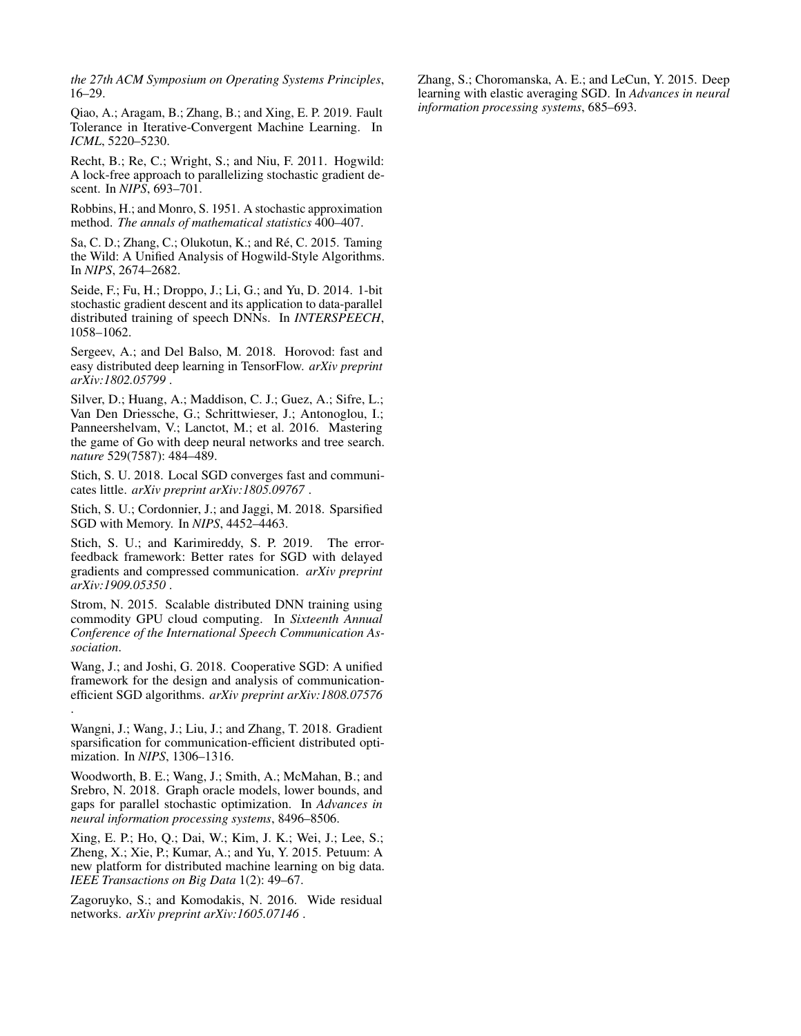*the 27th ACM Symposium on Operating Systems Principles*, 16–29.

Qiao, A.; Aragam, B.; Zhang, B.; and Xing, E. P. 2019. Fault Tolerance in Iterative-Convergent Machine Learning. In *ICML*, 5220–5230.

Recht, B.; Re, C.; Wright, S.; and Niu, F. 2011. Hogwild: A lock-free approach to parallelizing stochastic gradient descent. In *NIPS*, 693–701.

Robbins, H.; and Monro, S. 1951. A stochastic approximation method. *The annals of mathematical statistics* 400–407.

Sa, C. D.; Zhang, C.; Olukotun, K.; and Ré, C. 2015. Taming the Wild: A Unified Analysis of Hogwild-Style Algorithms. In *NIPS*, 2674–2682.

Seide, F.; Fu, H.; Droppo, J.; Li, G.; and Yu, D. 2014. 1-bit stochastic gradient descent and its application to data-parallel distributed training of speech DNNs. In *INTERSPEECH*, 1058–1062.

Sergeev, A.; and Del Balso, M. 2018. Horovod: fast and easy distributed deep learning in TensorFlow. *arXiv preprint arXiv:1802.05799* .

Silver, D.; Huang, A.; Maddison, C. J.; Guez, A.; Sifre, L.; Van Den Driessche, G.; Schrittwieser, J.; Antonoglou, I.; Panneershelvam, V.; Lanctot, M.; et al. 2016. Mastering the game of Go with deep neural networks and tree search. *nature* 529(7587): 484–489.

Stich, S. U. 2018. Local SGD converges fast and communicates little. *arXiv preprint arXiv:1805.09767* .

Stich, S. U.; Cordonnier, J.; and Jaggi, M. 2018. Sparsified SGD with Memory. In *NIPS*, 4452–4463.

Stich, S. U.; and Karimireddy, S. P. 2019. The error-feedback framework: Better rates for SGD with delayed gradients and compressed communication. *arXiv preprint arXiv:1909.05350* .

Strom, N. 2015. Scalable distributed DNN training using commodity GPU cloud computing. In *Sixteenth Annual Conference of the International Speech Communication Association*.

Wang, J.; and Joshi, G. 2018. Cooperative SGD: A unified framework for the design and analysis of communication-efficient SGD algorithms. *arXiv preprint arXiv:1808.07576* .

Wangni, J.; Wang, J.; Liu, J.; and Zhang, T. 2018. Gradient sparsification for communication-efficient distributed optimization. In *NIPS*, 1306–1316.

Woodworth, B. E.; Wang, J.; Smith, A.; McMahan, B.; and Srebro, N. 2018. Graph oracle models, lower bounds, and gaps for parallel stochastic optimization. In *Advances in neural information processing systems*, 8496–8506.

Xing, E. P.; Ho, Q.; Dai, W.; Kim, J. K.; Wei, J.; Lee, S.; Zheng, X.; Xie, P.; Kumar, A.; and Yu, Y. 2015. Petuum: A new platform for distributed machine learning on big data. *IEEE Transactions on Big Data* 1(2): 49–67.

Zagoruyko, S.; and Komodakis, N. 2016. Wide residual networks. *arXiv preprint arXiv:1605.07146* .

Zhang, S.; Choromanska, A. E.; and LeCun, Y. 2015. Deep learning with elastic averaging SGD. In *Advances in neural information processing systems*, 685–693.